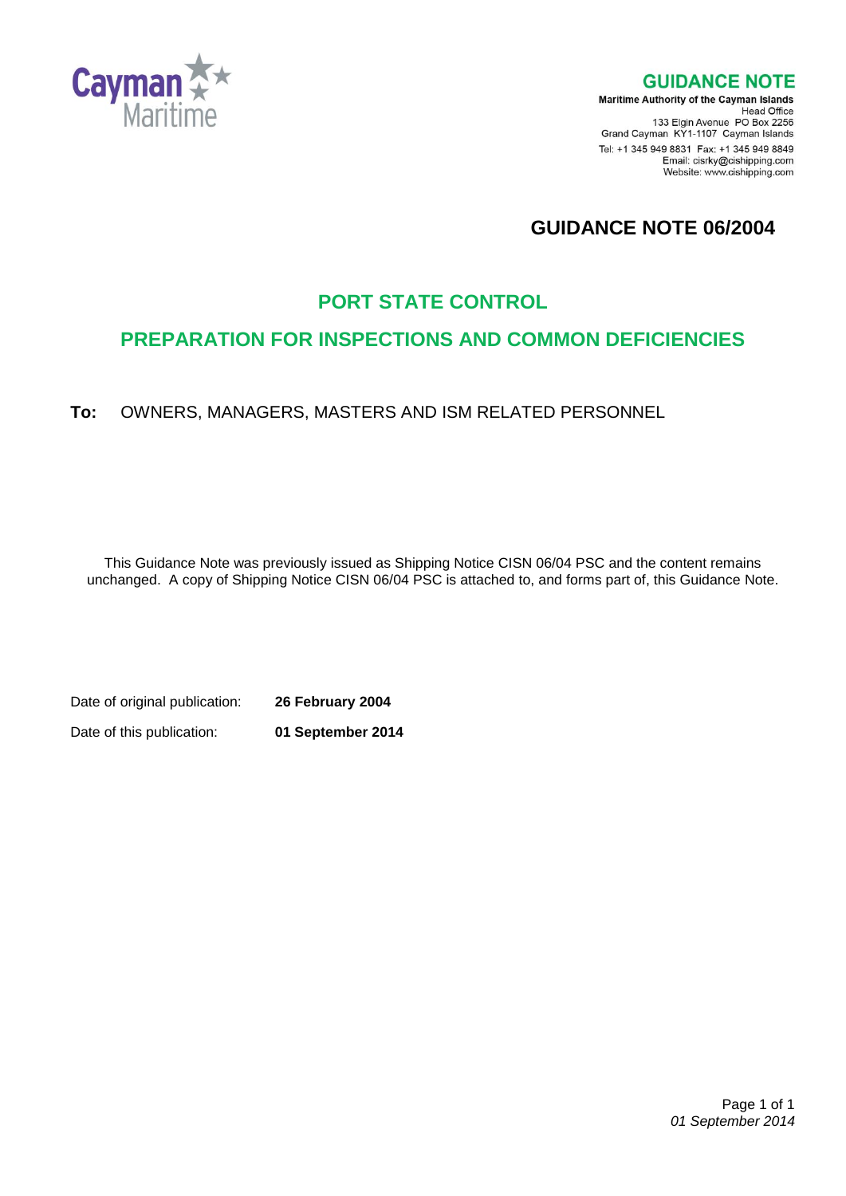Cayman Maritime

**GUIDANCE NOTE**

**Maritime Authority of the Cayman Islands**
Head Office
133 Elgin Avenue PO Box 2256
Grand Cayman KY1-1107 Cayman Islands
Tel: +1 345 949 8831 Fax: +1 345 949 8849
Email: cisrky@cishipping.com
Website: www.cishipping.com

# GUIDANCE NOTE 06/2004

## PORT STATE CONTROL

## PREPARATION FOR INSPECTIONS AND COMMON DEFICIENCIES

**To:** OWNERS, MANAGERS, MASTERS AND ISM RELATED PERSONNEL

This Guidance Note was previously issued as Shipping Notice CISN 06/04 PSC and the content remains unchanged. A copy of Shipping Notice CISN 06/04 PSC is attached to, and forms part of, this Guidance Note.

Date of original publication: **26 February 2004**

Date of this publication: **01 September 2014**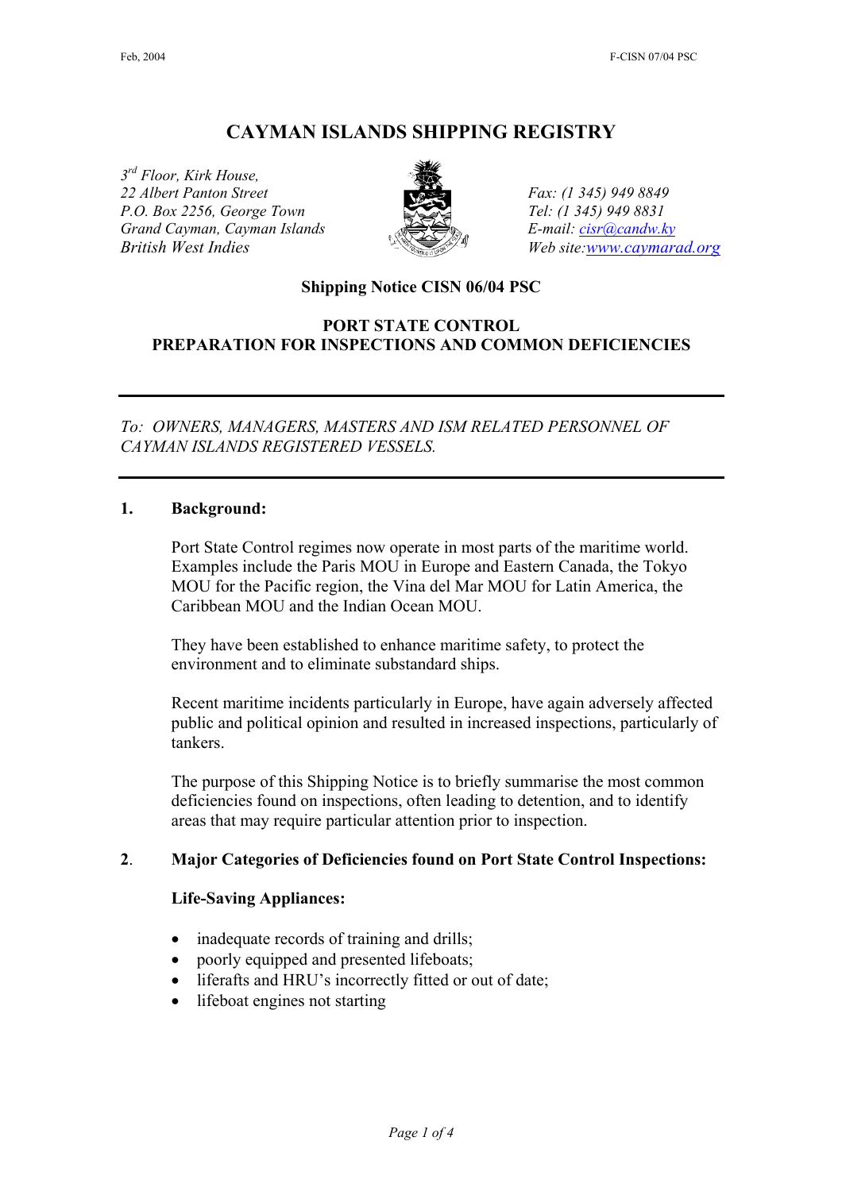# CAYMAN ISLANDS SHIPPING REGISTRY

*3rd Floor, Kirk House,*
*22 Albert Panton Street*
*P.O. Box 2256, George Town*
*Grand Cayman, Cayman Islands*
*British West Indies*

*Fax: (1 345) 949 8849*
*Tel: (1 345) 949 8831*
*E-mail: cisr@candw.ky*
*Web site: www.caymarad.org*

**Shipping Notice CISN 06/04 PSC**

**PORT STATE CONTROL**
**PREPARATION FOR INSPECTIONS AND COMMON DEFICIENCIES**

---

*To: OWNERS, MANAGERS, MASTERS AND ISM RELATED PERSONNEL OF CAYMAN ISLANDS REGISTERED VESSELS.*

---

## 1. Background:

Port State Control regimes now operate in most parts of the maritime world. Examples include the Paris MOU in Europe and Eastern Canada, the Tokyo MOU for the Pacific region, the Vina del Mar MOU for Latin America, the Caribbean MOU and the Indian Ocean MOU.

They have been established to enhance maritime safety, to protect the environment and to eliminate substandard ships.

Recent maritime incidents particularly in Europe, have again adversely affected public and political opinion and resulted in increased inspections, particularly of tankers.

The purpose of this Shipping Notice is to briefly summarise the most common deficiencies found on inspections, often leading to detention, and to identify areas that may require particular attention prior to inspection.

## 2. Major Categories of Deficiencies found on Port State Control Inspections:

**Life-Saving Appliances:**

- inadequate records of training and drills;
- poorly equipped and presented lifeboats;
- liferafts and HRU's incorrectly fitted or out of date;
- lifeboat engines not starting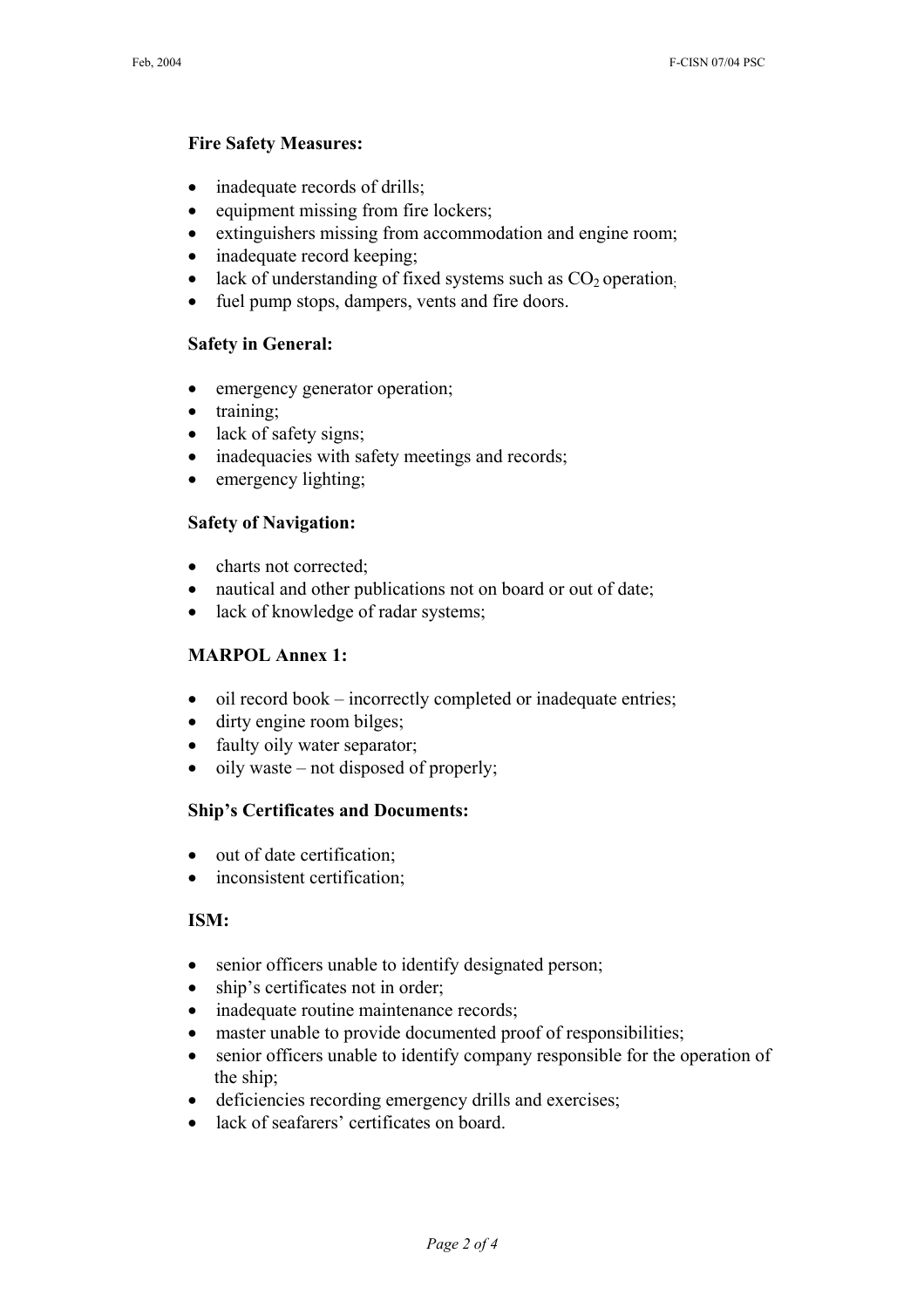**Fire Safety Measures:**

- inadequate records of drills;
- equipment missing from fire lockers;
- extinguishers missing from accommodation and engine room;
- inadequate record keeping;
- lack of understanding of fixed systems such as $CO_2$ operation;
- fuel pump stops, dampers, vents and fire doors.

**Safety in General:**

- emergency generator operation;
- training;
- lack of safety signs;
- inadequacies with safety meetings and records;
- emergency lighting;

**Safety of Navigation:**

- charts not corrected;
- nautical and other publications not on board or out of date;
- lack of knowledge of radar systems;

**MARPOL Annex 1:**

- oil record book – incorrectly completed or inadequate entries;
- dirty engine room bilges;
- faulty oily water separator;
- oily waste – not disposed of properly;

**Ship's Certificates and Documents:**

- out of date certification;
- inconsistent certification;

**ISM:**

- senior officers unable to identify designated person;
- ship's certificates not in order;
- inadequate routine maintenance records;
- master unable to provide documented proof of responsibilities;
- senior officers unable to identify company responsible for the operation of the ship;
- deficiencies recording emergency drills and exercises;
- lack of seafarers' certificates on board.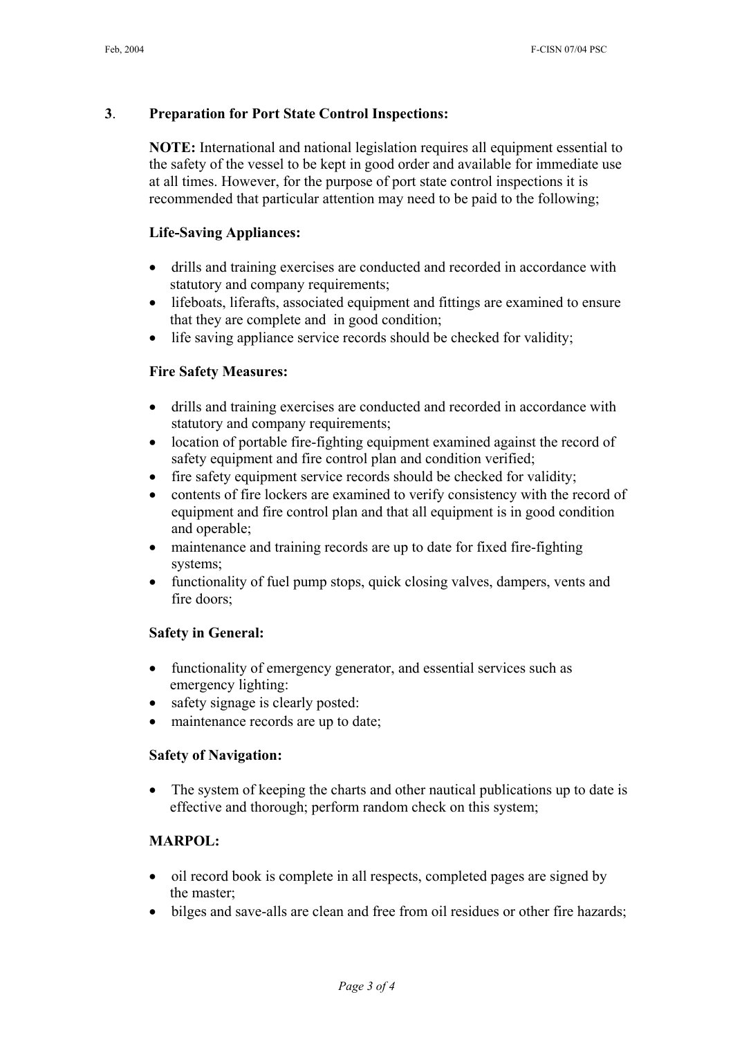## 3. Preparation for Port State Control Inspections:

**NOTE:** International and national legislation requires all equipment essential to the safety of the vessel to be kept in good order and available for immediate use at all times. However, for the purpose of port state control inspections it is recommended that particular attention may need to be paid to the following;

**Life-Saving Appliances:**

- drills and training exercises are conducted and recorded in accordance with statutory and company requirements;
- lifeboats, liferafts, associated equipment and fittings are examined to ensure that they are complete and in good condition;
- life saving appliance service records should be checked for validity;

**Fire Safety Measures:**

- drills and training exercises are conducted and recorded in accordance with statutory and company requirements;
- location of portable fire-fighting equipment examined against the record of safety equipment and fire control plan and condition verified;
- fire safety equipment service records should be checked for validity;
- contents of fire lockers are examined to verify consistency with the record of equipment and fire control plan and that all equipment is in good condition and operable;
- maintenance and training records are up to date for fixed fire-fighting systems;
- functionality of fuel pump stops, quick closing valves, dampers, vents and fire doors;

**Safety in General:**

- functionality of emergency generator, and essential services such as emergency lighting:
- safety signage is clearly posted:
- maintenance records are up to date;

**Safety of Navigation:**

- The system of keeping the charts and other nautical publications up to date is effective and thorough; perform random check on this system;

**MARPOL:**

- oil record book is complete in all respects, completed pages are signed by the master;
- bilges and save-alls are clean and free from oil residues or other fire hazards;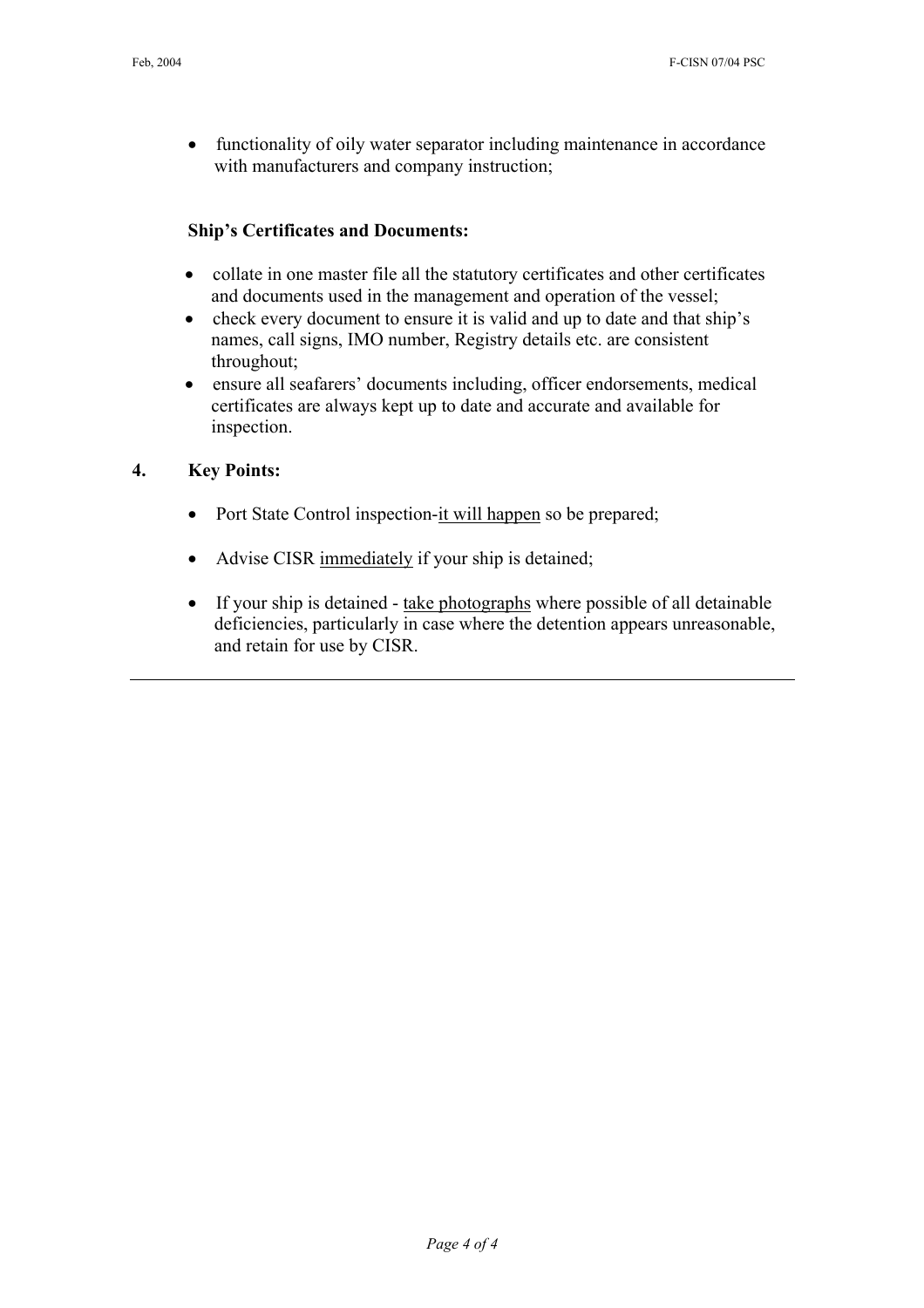- functionality of oily water separator including maintenance in accordance with manufacturers and company instruction;

**Ship's Certificates and Documents:**

- collate in one master file all the statutory certificates and other certificates and documents used in the management and operation of the vessel;
- check every document to ensure it is valid and up to date and that ship's names, call signs, IMO number, Registry details etc. are consistent throughout;
- ensure all seafarers' documents including, officer endorsements, medical certificates are always kept up to date and accurate and available for inspection.

## 4. Key Points:

- Port State Control inspection-<u>it will happen</u> so be prepared;
- Advise CISR <u>immediately</u> if your ship is detained;
- If your ship is detained - <u>take photographs</u> where possible of all detainable deficiencies, particularly in case where the detention appears unreasonable, and retain for use by CISR.